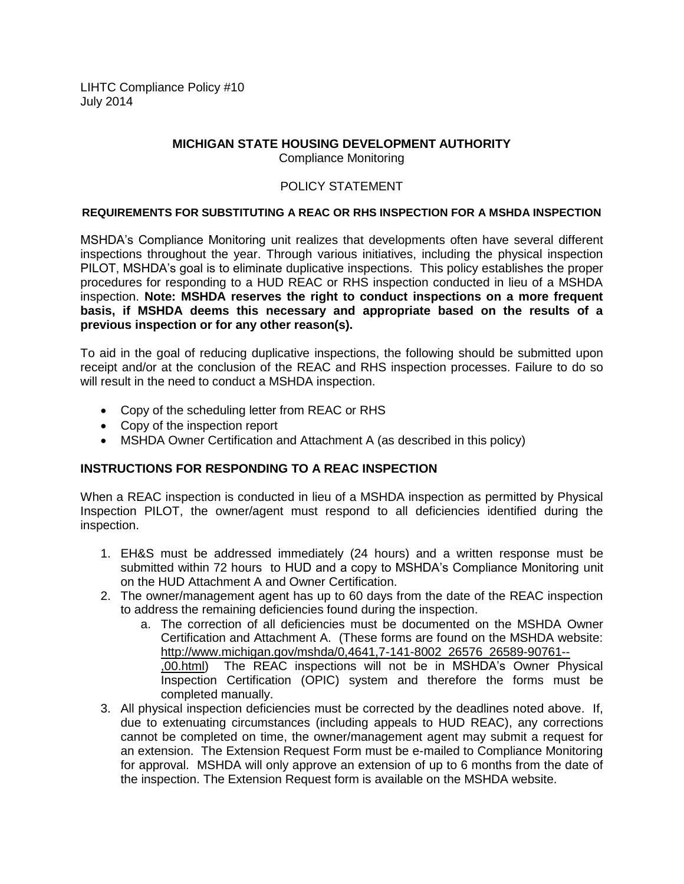LIHTC Compliance Policy #10
July 2014

# MICHIGAN STATE HOUSING DEVELOPMENT AUTHORITY

Compliance Monitoring

POLICY STATEMENT

## REQUIREMENTS FOR SUBSTITUTING A REAC OR RHS INSPECTION FOR A MSHDA INSPECTION

MSHDA's Compliance Monitoring unit realizes that developments often have several different inspections throughout the year. Through various initiatives, including the physical inspection PILOT, MSHDA's goal is to eliminate duplicative inspections. This policy establishes the proper procedures for responding to a HUD REAC or RHS inspection conducted in lieu of a MSHDA inspection. **Note: MSHDA reserves the right to conduct inspections on a more frequent basis, if MSHDA deems this necessary and appropriate based on the results of a previous inspection or for any other reason(s).**

To aid in the goal of reducing duplicative inspections, the following should be submitted upon receipt and/or at the conclusion of the REAC and RHS inspection processes. Failure to do so will result in the need to conduct a MSHDA inspection.

- Copy of the scheduling letter from REAC or RHS
- Copy of the inspection report
- MSHDA Owner Certification and Attachment A (as described in this policy)

## INSTRUCTIONS FOR RESPONDING TO A REAC INSPECTION

When a REAC inspection is conducted in lieu of a MSHDA inspection as permitted by Physical Inspection PILOT, the owner/agent must respond to all deficiencies identified during the inspection.

1. EH&S must be addressed immediately (24 hours) and a written response must be submitted within 72 hours to HUD and a copy to MSHDA's Compliance Monitoring unit on the HUD Attachment A and Owner Certification.
2. The owner/management agent has up to 60 days from the date of the REAC inspection to address the remaining deficiencies found during the inspection.
   a. The correction of all deficiencies must be documented on the MSHDA Owner Certification and Attachment A. (These forms are found on the MSHDA website: http://www.michigan.gov/mshda/0,4641,7-141-8002_26576_26589-90761--,00.html) The REAC inspections will not be in MSHDA's Owner Physical Inspection Certification (OPIC) system and therefore the forms must be completed manually.
3. All physical inspection deficiencies must be corrected by the deadlines noted above. If, due to extenuating circumstances (including appeals to HUD REAC), any corrections cannot be completed on time, the owner/management agent may submit a request for an extension. The Extension Request Form must be e-mailed to Compliance Monitoring for approval. MSHDA will only approve an extension of up to 6 months from the date of the inspection. The Extension Request form is available on the MSHDA website.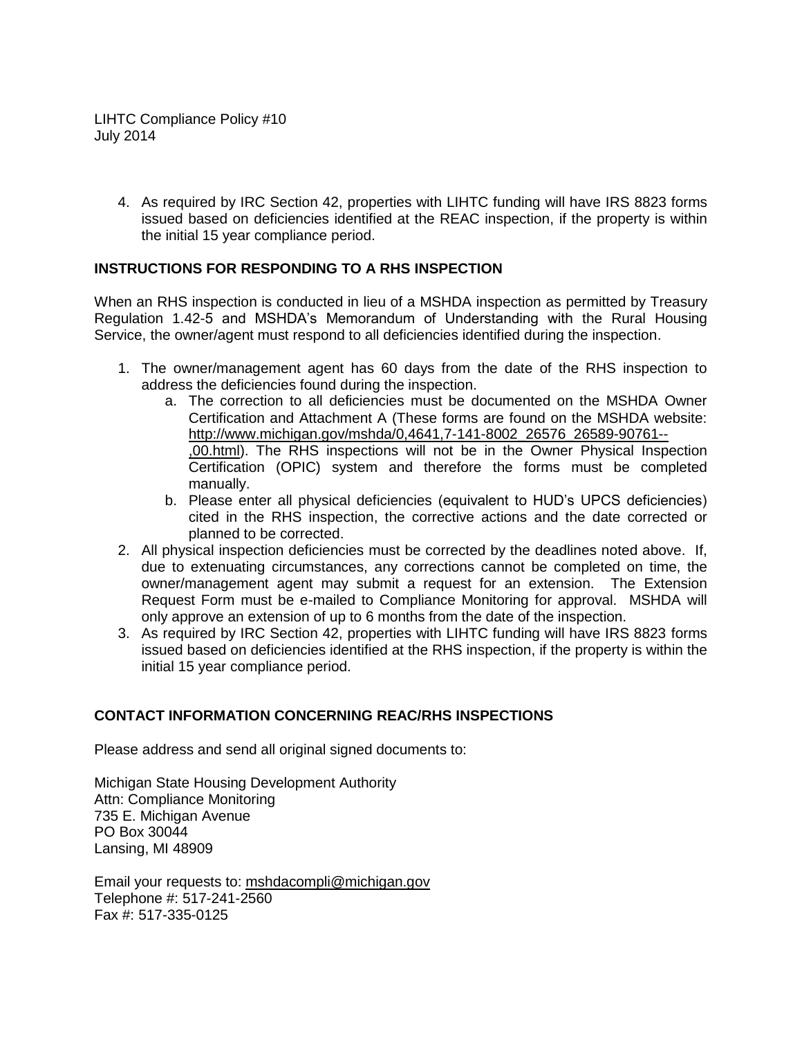4. As required by IRC Section 42, properties with LIHTC funding will have IRS 8823 forms issued based on deficiencies identified at the REAC inspection, if the property is within the initial 15 year compliance period.

**INSTRUCTIONS FOR RESPONDING TO A RHS INSPECTION**

When an RHS inspection is conducted in lieu of a MSHDA inspection as permitted by Treasury Regulation 1.42-5 and MSHDA's Memorandum of Understanding with the Rural Housing Service, the owner/agent must respond to all deficiencies identified during the inspection.

1. The owner/management agent has 60 days from the date of the RHS inspection to address the deficiencies found during the inspection.
   a. The correction to all deficiencies must be documented on the MSHDA Owner Certification and Attachment A (These forms are found on the MSHDA website: http://www.michigan.gov/mshda/0,4641,7-141-8002_26576_26589-90761--,00.html). The RHS inspections will not be in the Owner Physical Inspection Certification (OPIC) system and therefore the forms must be completed manually.
   b. Please enter all physical deficiencies (equivalent to HUD's UPCS deficiencies) cited in the RHS inspection, the corrective actions and the date corrected or planned to be corrected.
2. All physical inspection deficiencies must be corrected by the deadlines noted above. If, due to extenuating circumstances, any corrections cannot be completed on time, the owner/management agent may submit a request for an extension. The Extension Request Form must be e-mailed to Compliance Monitoring for approval. MSHDA will only approve an extension of up to 6 months from the date of the inspection.
3. As required by IRC Section 42, properties with LIHTC funding will have IRS 8823 forms issued based on deficiencies identified at the RHS inspection, if the property is within the initial 15 year compliance period.

**CONTACT INFORMATION CONCERNING REAC/RHS INSPECTIONS**

Please address and send all original signed documents to:

Michigan State Housing Development Authority
Attn: Compliance Monitoring
735 E. Michigan Avenue
PO Box 30044
Lansing, MI 48909

Email your requests to: mshdacompli@michigan.gov
Telephone #: 517-241-2560
Fax #: 517-335-0125